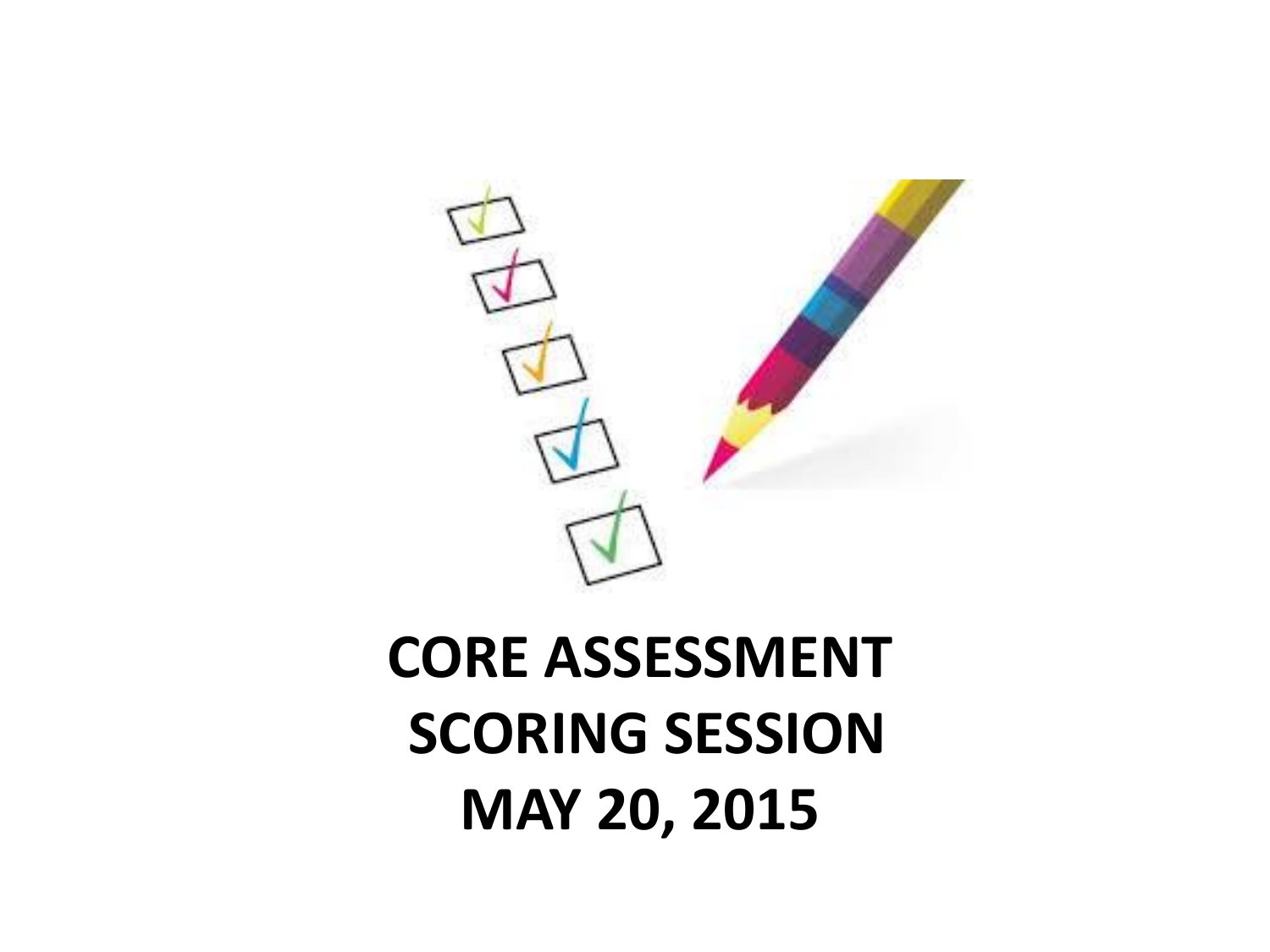# CORE ASSESSMENT SCORING SESSION MAY 20, 2015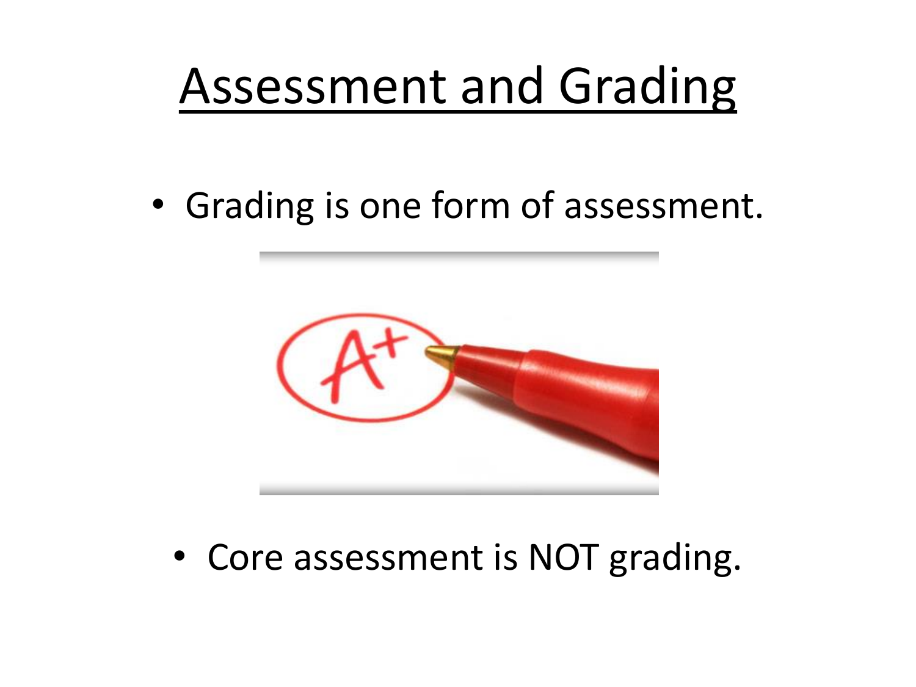# Assessment and Grading

- Grading is one form of assessment.

- Core assessment is NOT grading.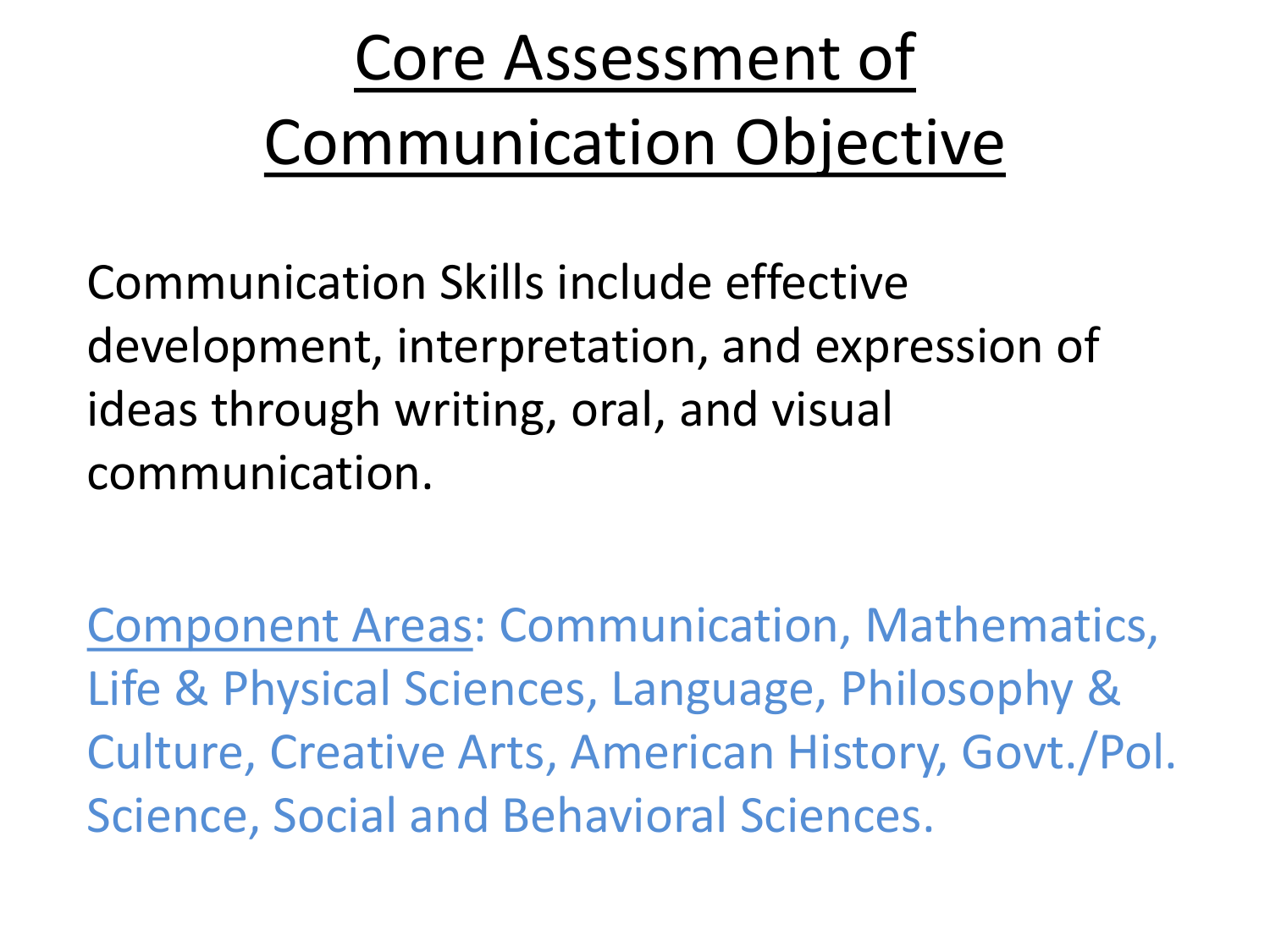# Core Assessment of Communication Objective

Communication Skills include effective development, interpretation, and expression of ideas through writing, oral, and visual communication.

Component Areas: Communication, Mathematics, Life & Physical Sciences, Language, Philosophy & Culture, Creative Arts, American History, Govt./Pol. Science, Social and Behavioral Sciences.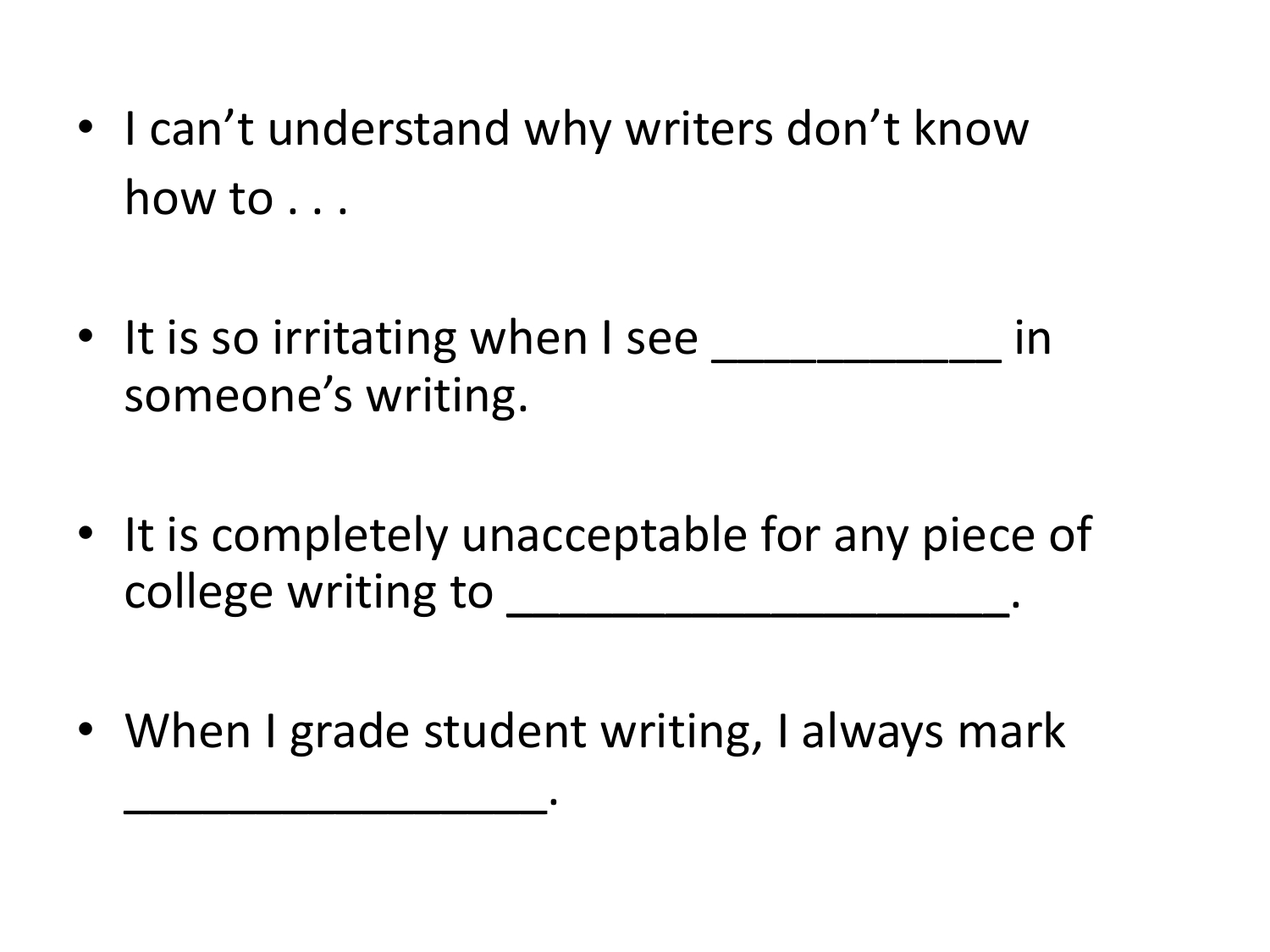- I can’t understand why writers don’t know how to . . .

- It is so irritating when I see ___________ in someone’s writing.

- It is completely unacceptable for any piece of college writing to ___________________.

- When I grade student writing, I always mark ________________.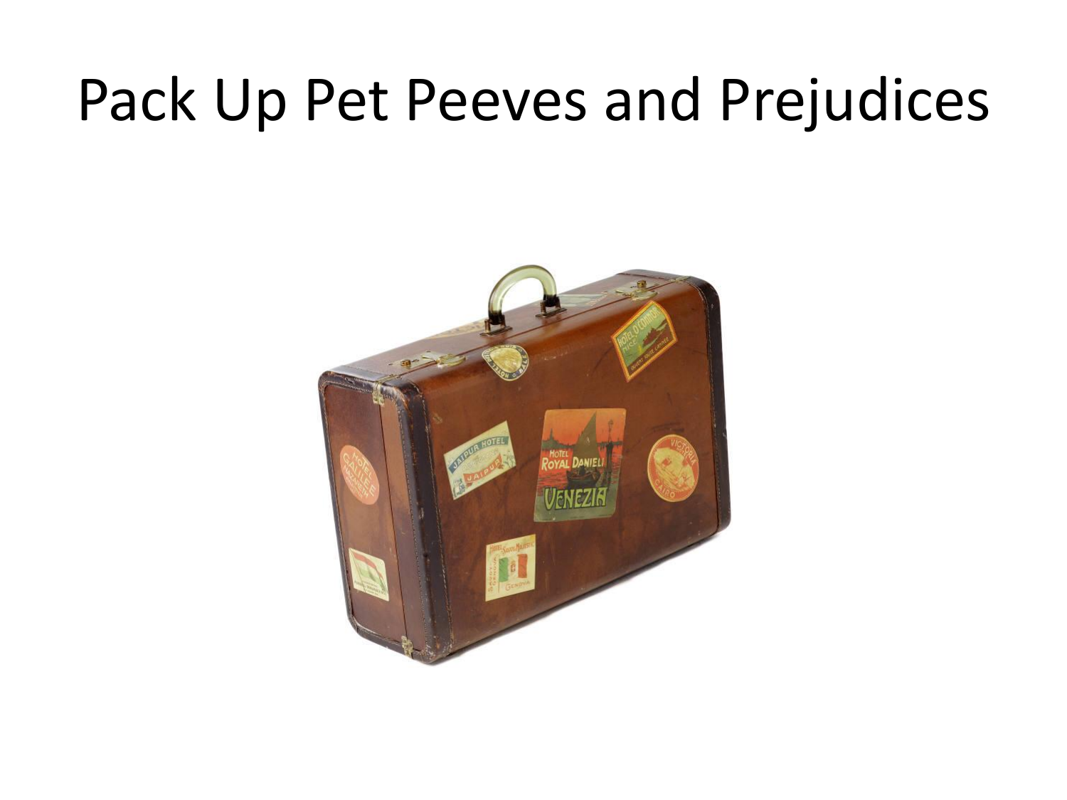# Pack Up Pet Peeves and Prejudices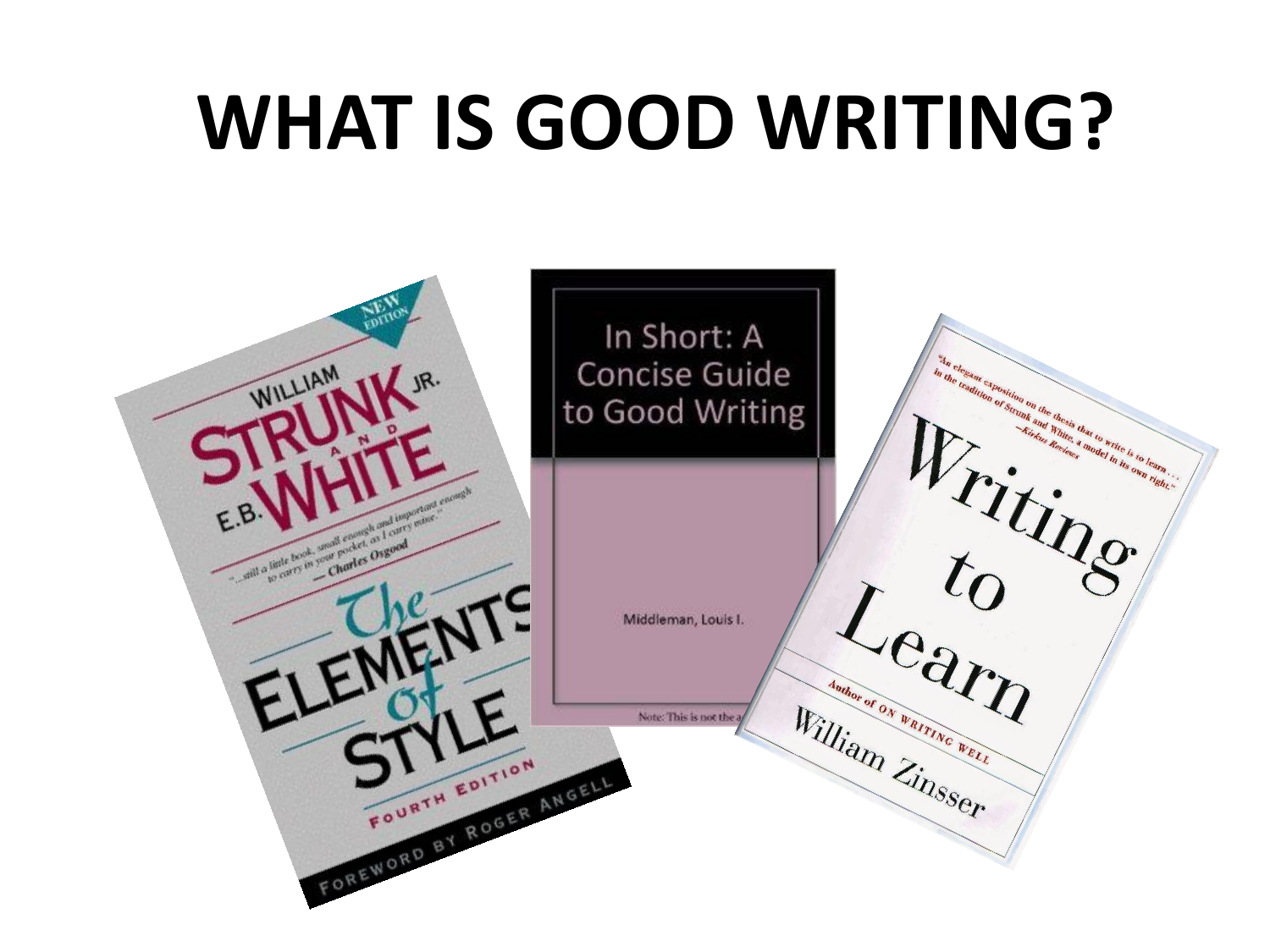# WHAT IS GOOD WRITING?

NEW EDITION

WILLIAM STRUNK JR. AND E.B. WHITE

"...still a little book, small enough and important enough to carry in your pocket, as I carry mine." — Charles Osgood

The ELEMENTS of STYLE

FOURTH EDITION

FOREWORD BY ROGER ANGELL

In Short: A Concise Guide to Good Writing

Middleman, Louis I.

Note: This is not the a

"An elegant exposition on the thesis that to write is to learn . . . in the tradition of Strunk and White, a model in its own right." —Kirkus Reviews

Writing to Learn

Author of ON WRITING WELL

William Zinsser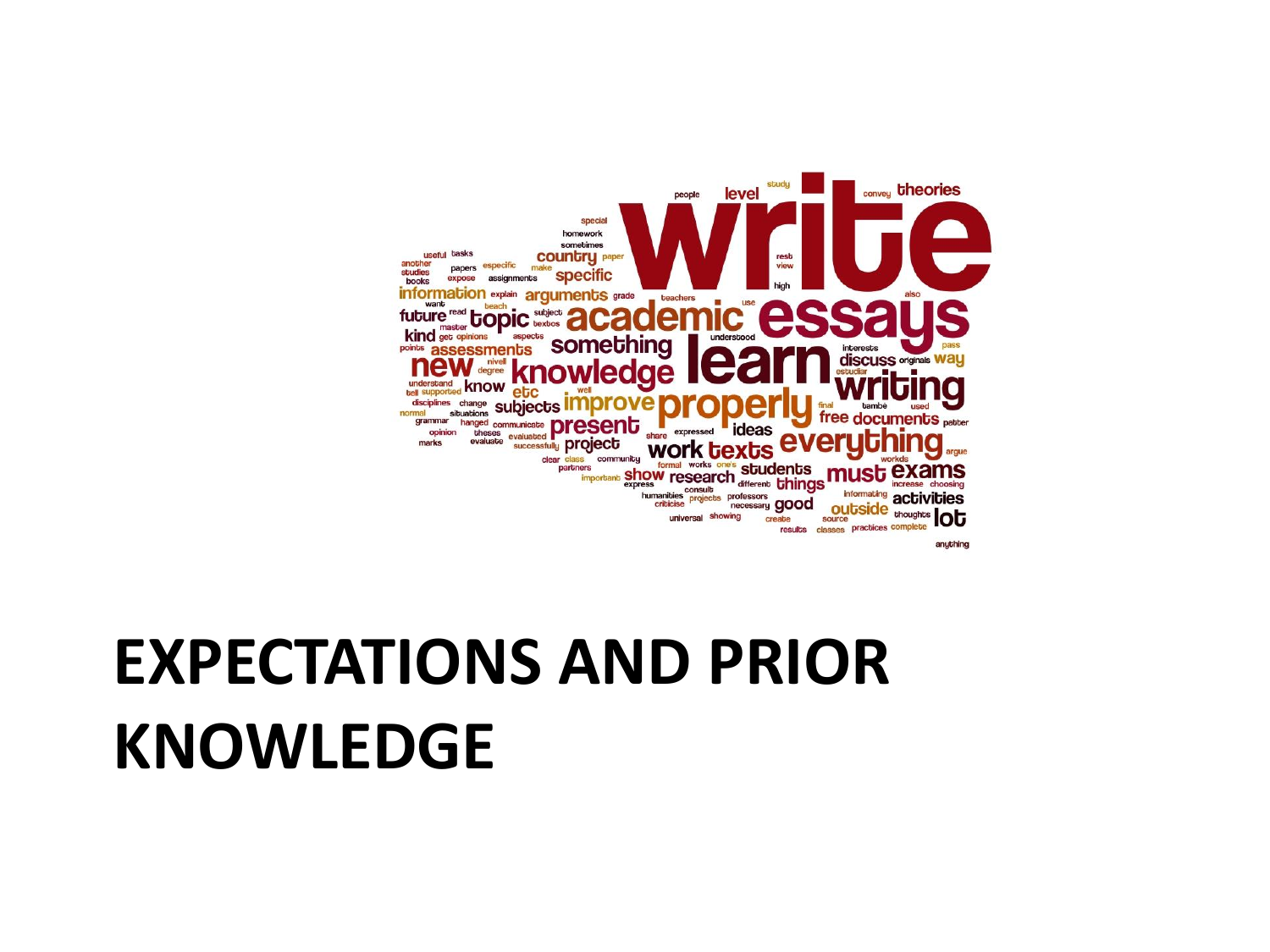# EXPECTATIONS AND PRIOR KNOWLEDGE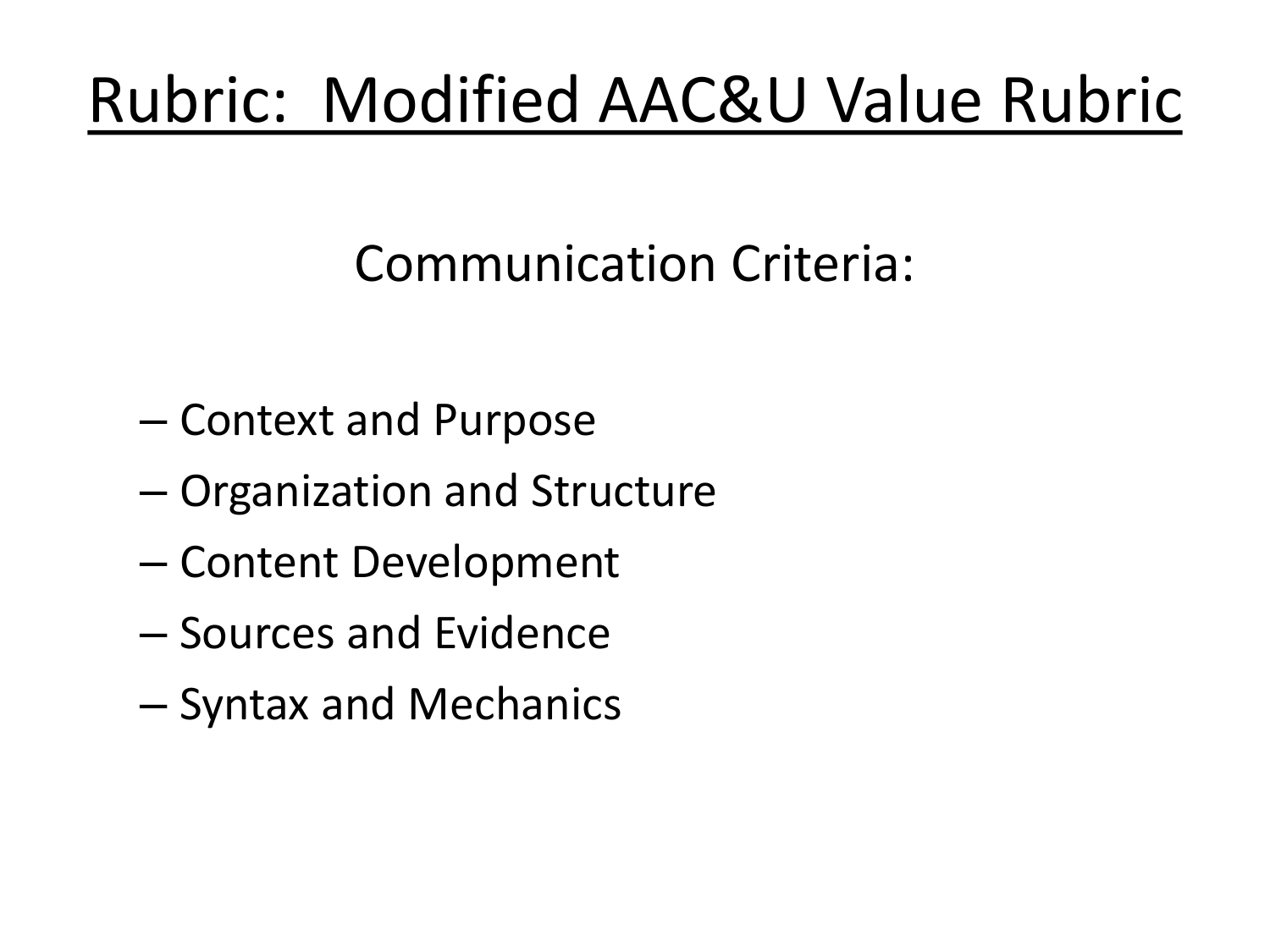# Rubric: Modified AAC&U Value Rubric

Communication Criteria:

- Context and Purpose
- Organization and Structure
- Content Development
- Sources and Evidence
- Syntax and Mechanics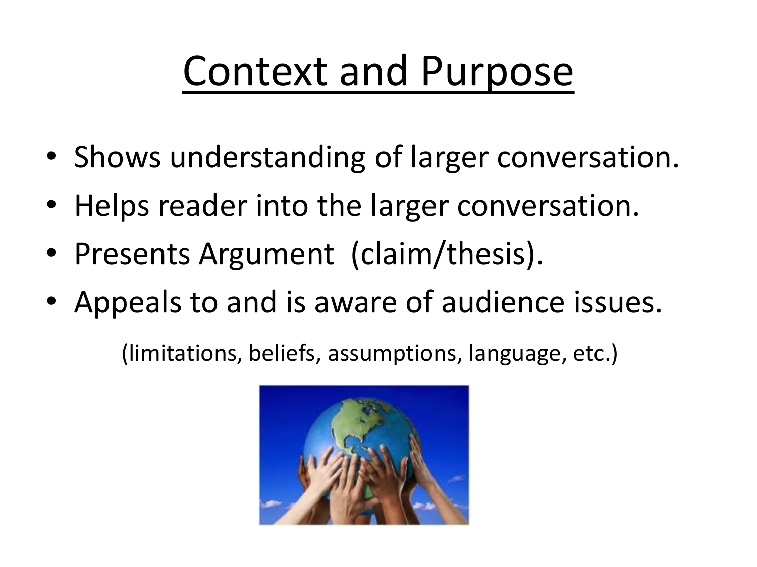# Context and Purpose

- Shows understanding of larger conversation.
- Helps reader into the larger conversation.
- Presents Argument (claim/thesis).
- Appeals to and is aware of audience issues.

(limitations, beliefs, assumptions, language, etc.)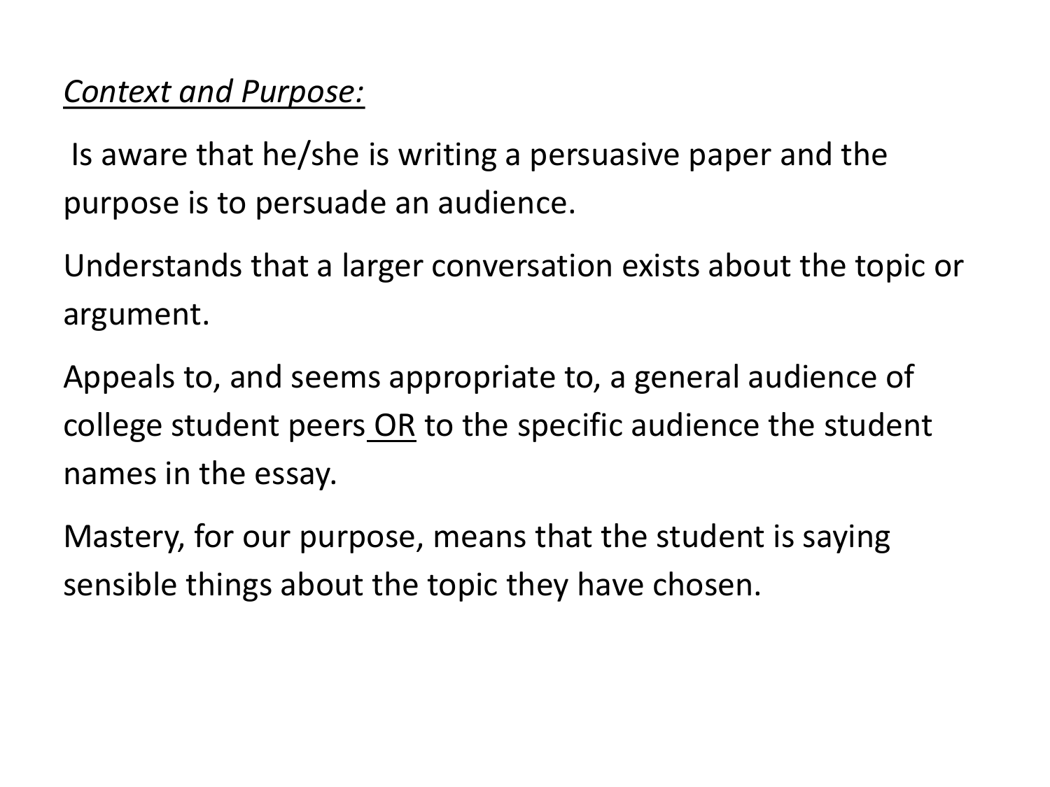*Context and Purpose:*

Is aware that he/she is writing a persuasive paper and the purpose is to persuade an audience.

Understands that a larger conversation exists about the topic or argument.

Appeals to, and seems appropriate to, a general audience of college student peers OR to the specific audience the student names in the essay.

Mastery, for our purpose, means that the student is saying sensible things about the topic they have chosen.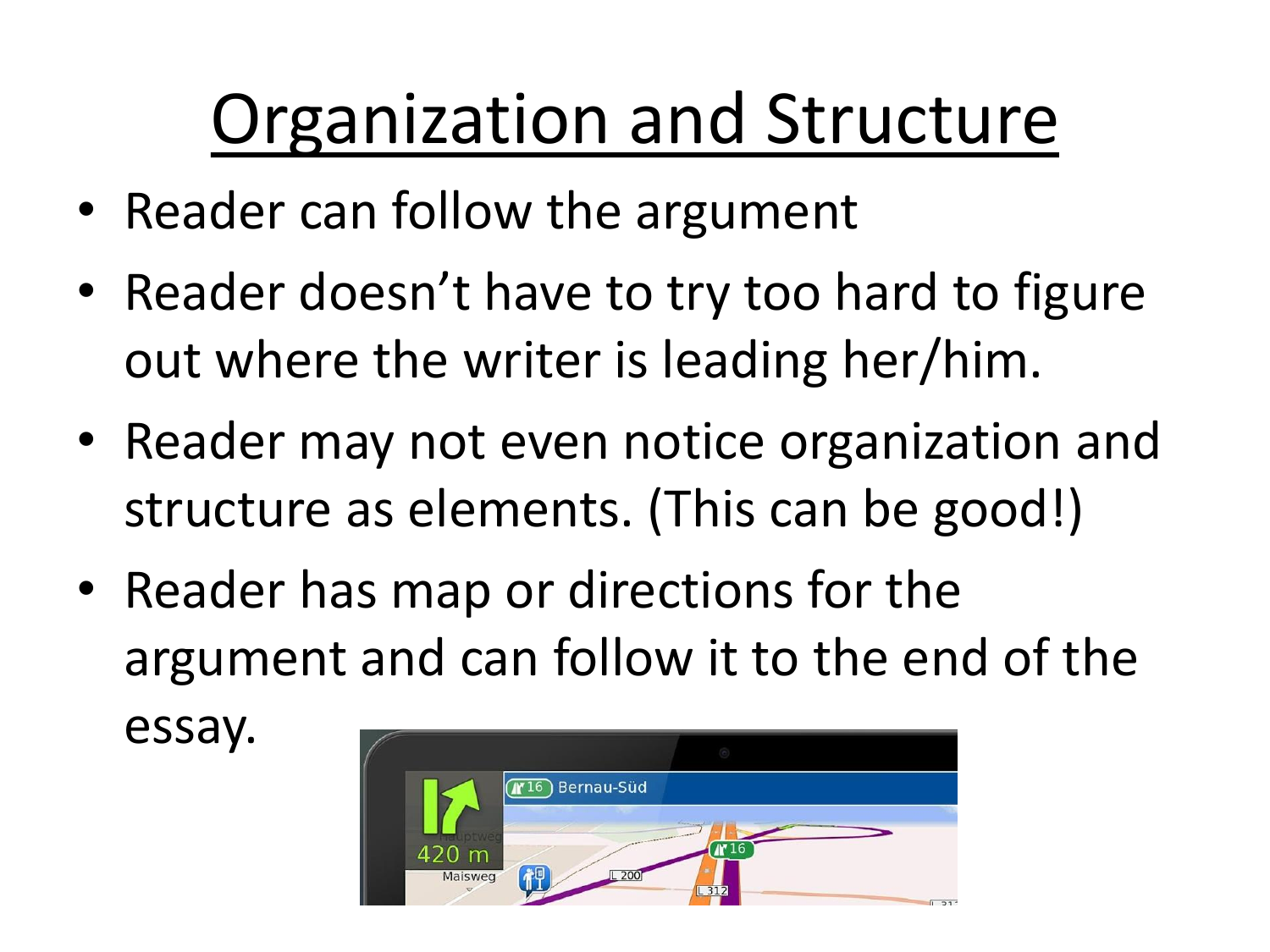# Organization and Structure

- Reader can follow the argument
- Reader doesn't have to try too hard to figure out where the writer is leading her/him.
- Reader may not even notice organization and structure as elements. (This can be good!)
- Reader has map or directions for the argument and can follow it to the end of the essay.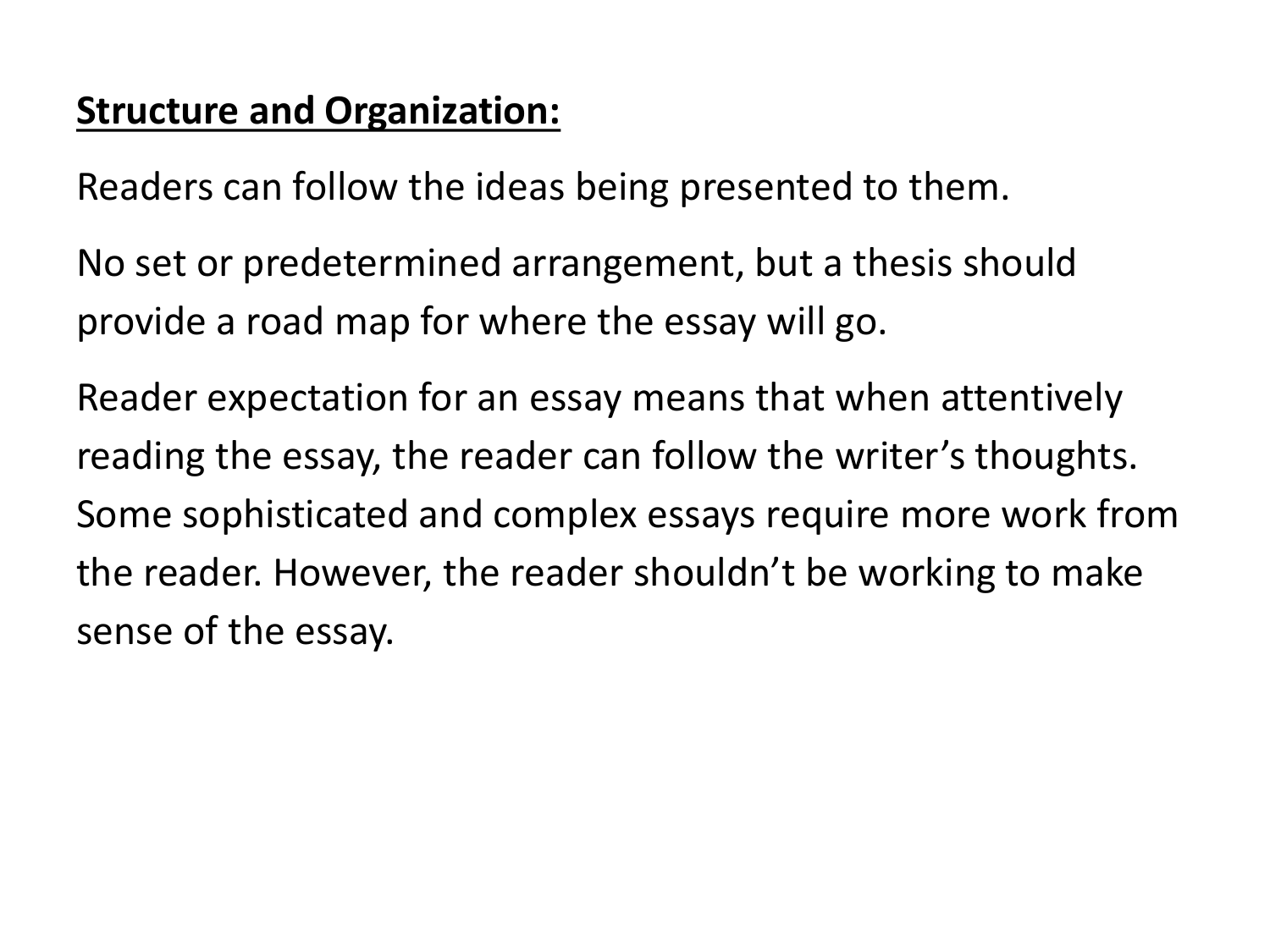**<u>Structure and Organization:</u>**

Readers can follow the ideas being presented to them.

No set or predetermined arrangement, but a thesis should provide a road map for where the essay will go.

Reader expectation for an essay means that when attentively reading the essay, the reader can follow the writer's thoughts. Some sophisticated and complex essays require more work from the reader. However, the reader shouldn't be working to make sense of the essay.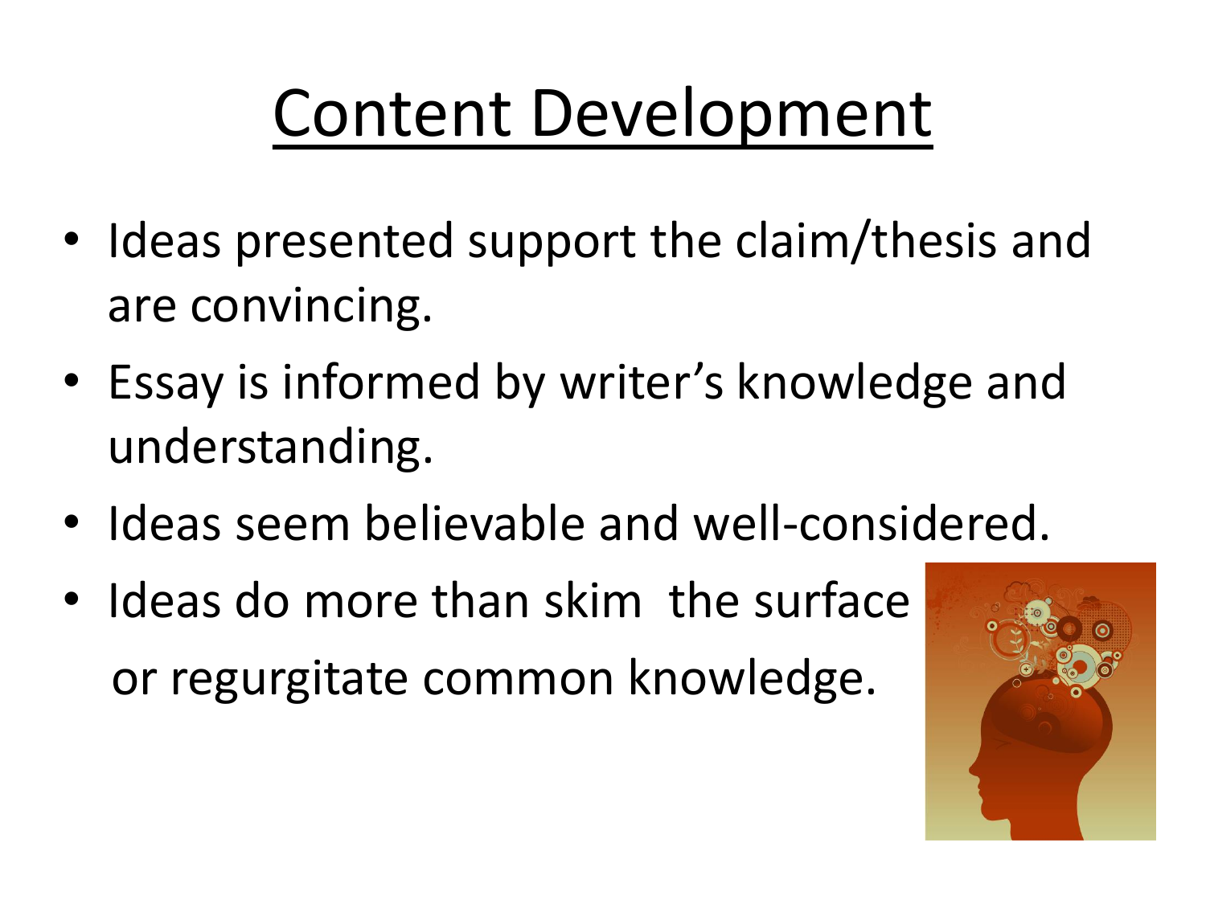# Content Development

- Ideas presented support the claim/thesis and are convincing.
- Essay is informed by writer's knowledge and understanding.
- Ideas seem believable and well-considered.
- Ideas do more than skim the surface or regurgitate common knowledge.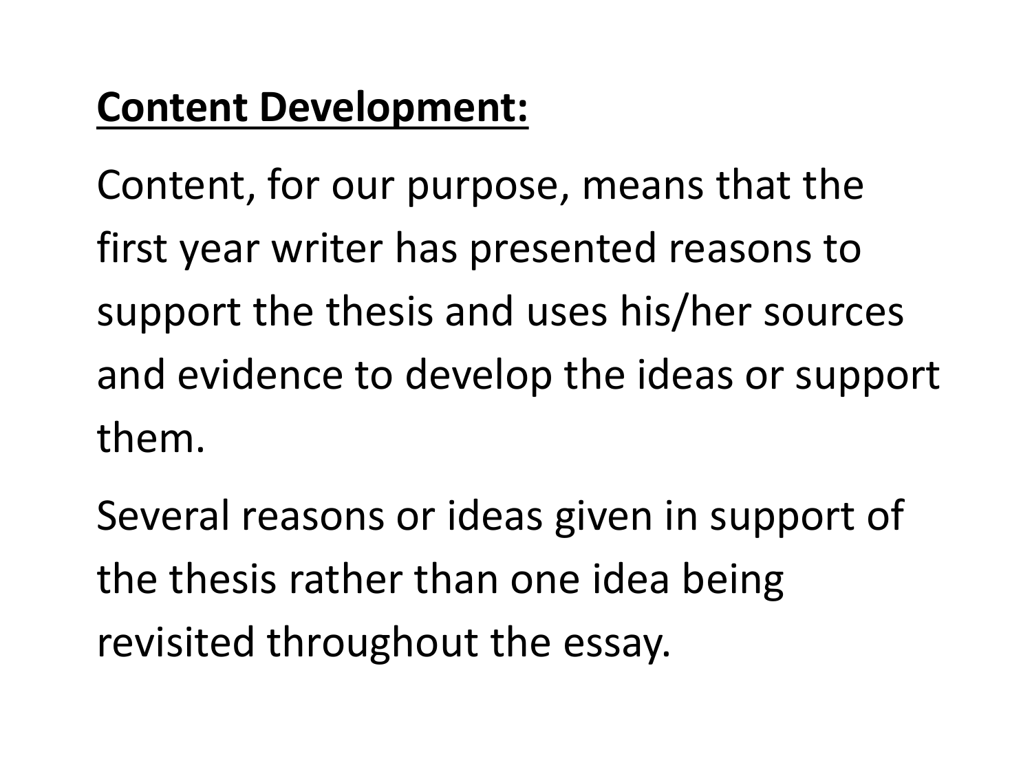**Content Development:**

Content, for our purpose, means that the first year writer has presented reasons to support the thesis and uses his/her sources and evidence to develop the ideas or support them.

Several reasons or ideas given in support of the thesis rather than one idea being revisited throughout the essay.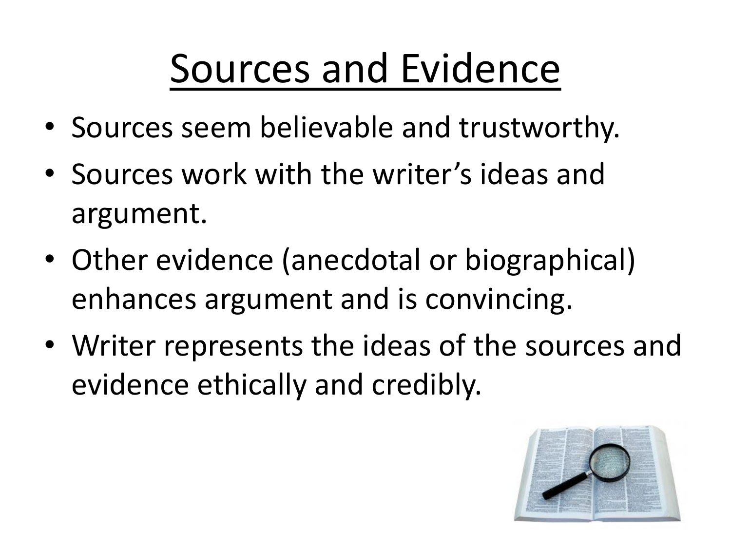# Sources and Evidence

- Sources seem believable and trustworthy.
- Sources work with the writer's ideas and argument.
- Other evidence (anecdotal or biographical) enhances argument and is convincing.
- Writer represents the ideas of the sources and evidence ethically and credibly.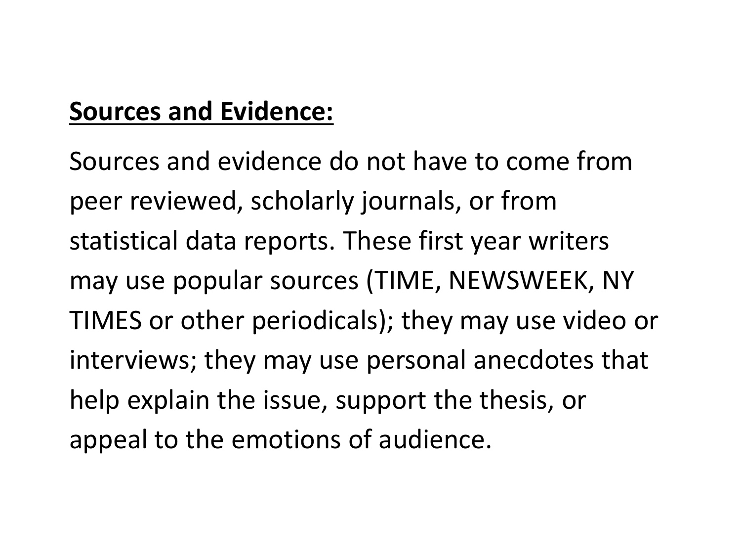## Sources and Evidence:

Sources and evidence do not have to come from peer reviewed, scholarly journals, or from statistical data reports. These first year writers may use popular sources (TIME, NEWSWEEK, NY TIMES or other periodicals); they may use video or interviews; they may use personal anecdotes that help explain the issue, support the thesis, or appeal to the emotions of audience.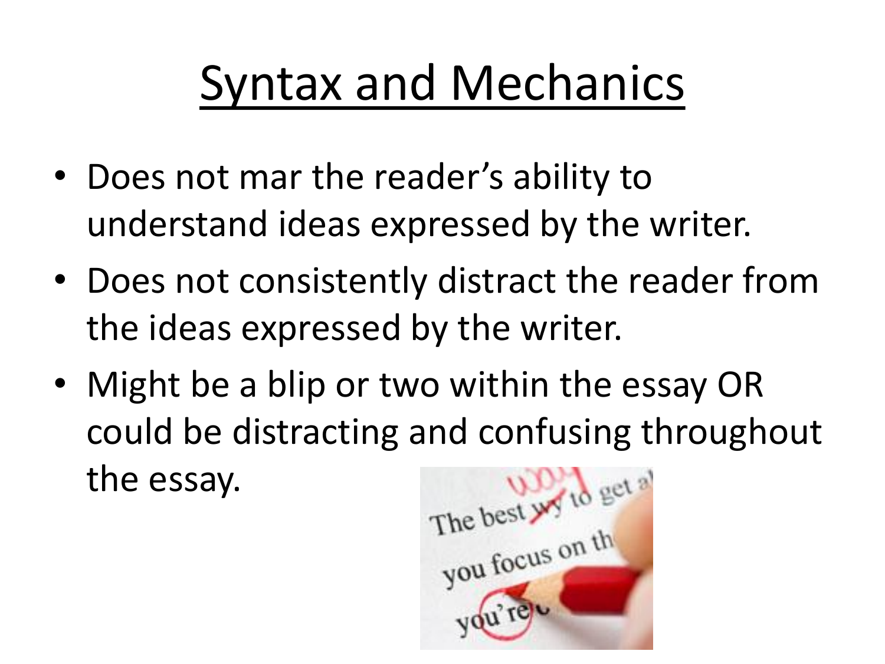# Syntax and Mechanics

- Does not mar the reader's ability to understand ideas expressed by the writer.
- Does not consistently distract the reader from the ideas expressed by the writer.
- Might be a blip or two within the essay OR could be distracting and confusing throughout the essay.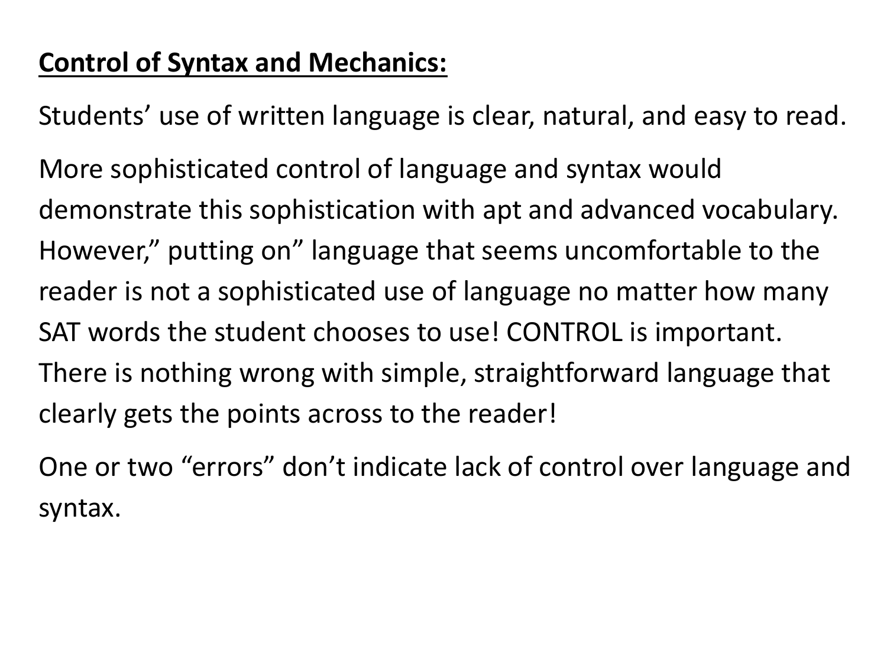**<u>Control of Syntax and Mechanics:</u>**

Students’ use of written language is clear, natural, and easy to read.

More sophisticated control of language and syntax would demonstrate this sophistication with apt and advanced vocabulary. However,” putting on” language that seems uncomfortable to the reader is not a sophisticated use of language no matter how many SAT words the student chooses to use! CONTROL is important. There is nothing wrong with simple, straightforward language that clearly gets the points across to the reader!

One or two “errors” don’t indicate lack of control over language and syntax.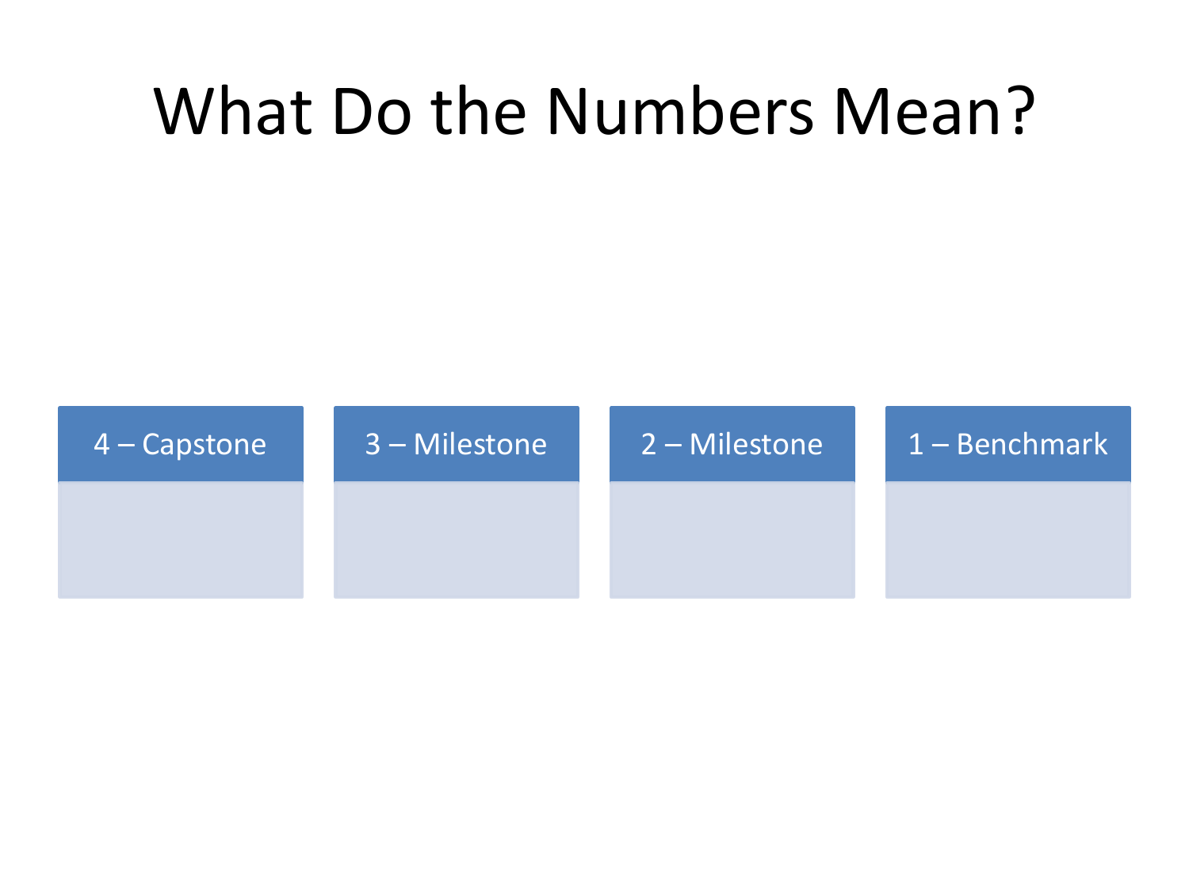# What Do the Numbers Mean?

| 4 – Capstone | 3 – Milestone | 2 – Milestone | 1 – Benchmark |
| --- | --- | --- | --- |
| | | | |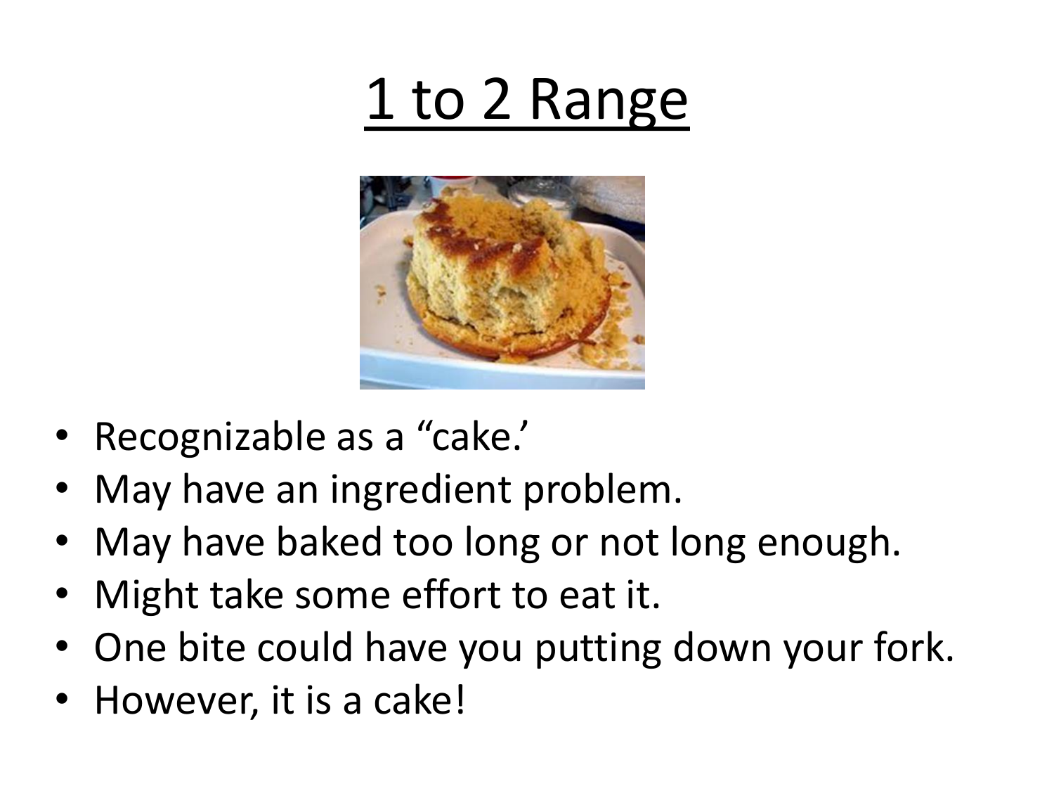# 1 to 2 Range

- Recognizable as a "cake.'
- May have an ingredient problem.
- May have baked too long or not long enough.
- Might take some effort to eat it.
- One bite could have you putting down your fork.
- However, it is a cake!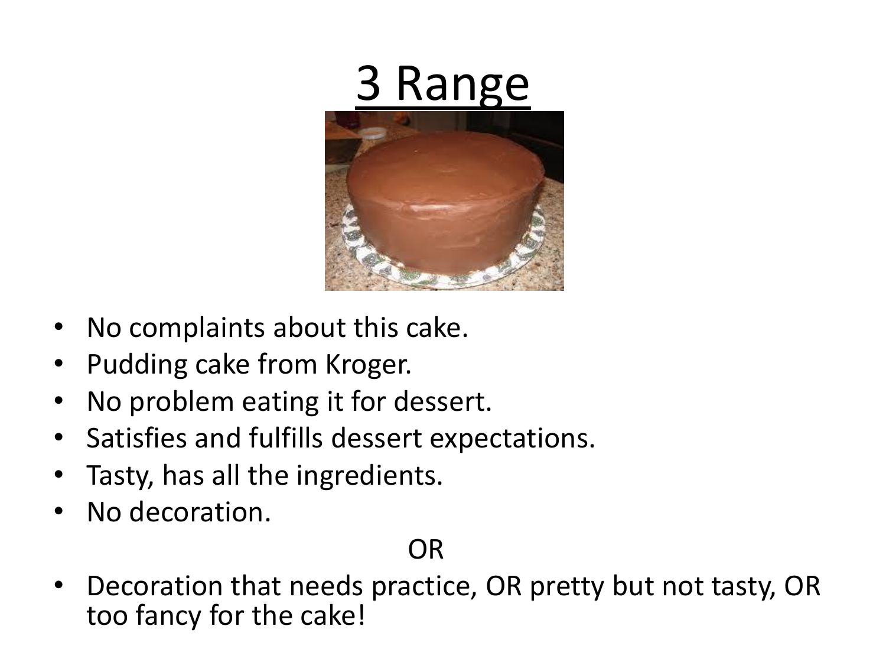# 3 Range

- No complaints about this cake.
- Pudding cake from Kroger.
- No problem eating it for dessert.
- Satisfies and fulfills dessert expectations.
- Tasty, has all the ingredients.
- No decoration.

OR

- Decoration that needs practice, OR pretty but not tasty, OR too fancy for the cake!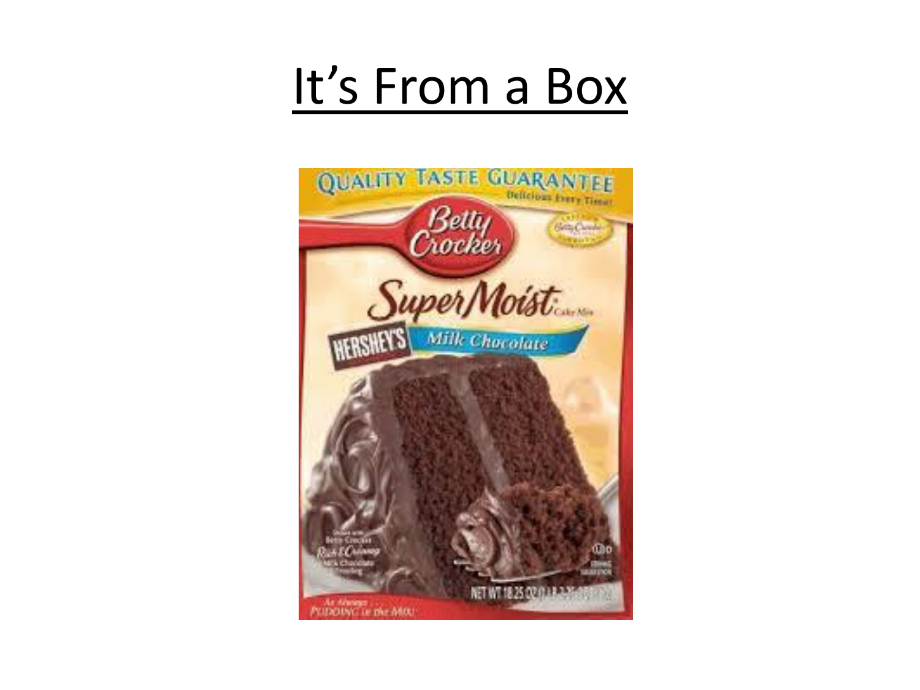# It's From a Box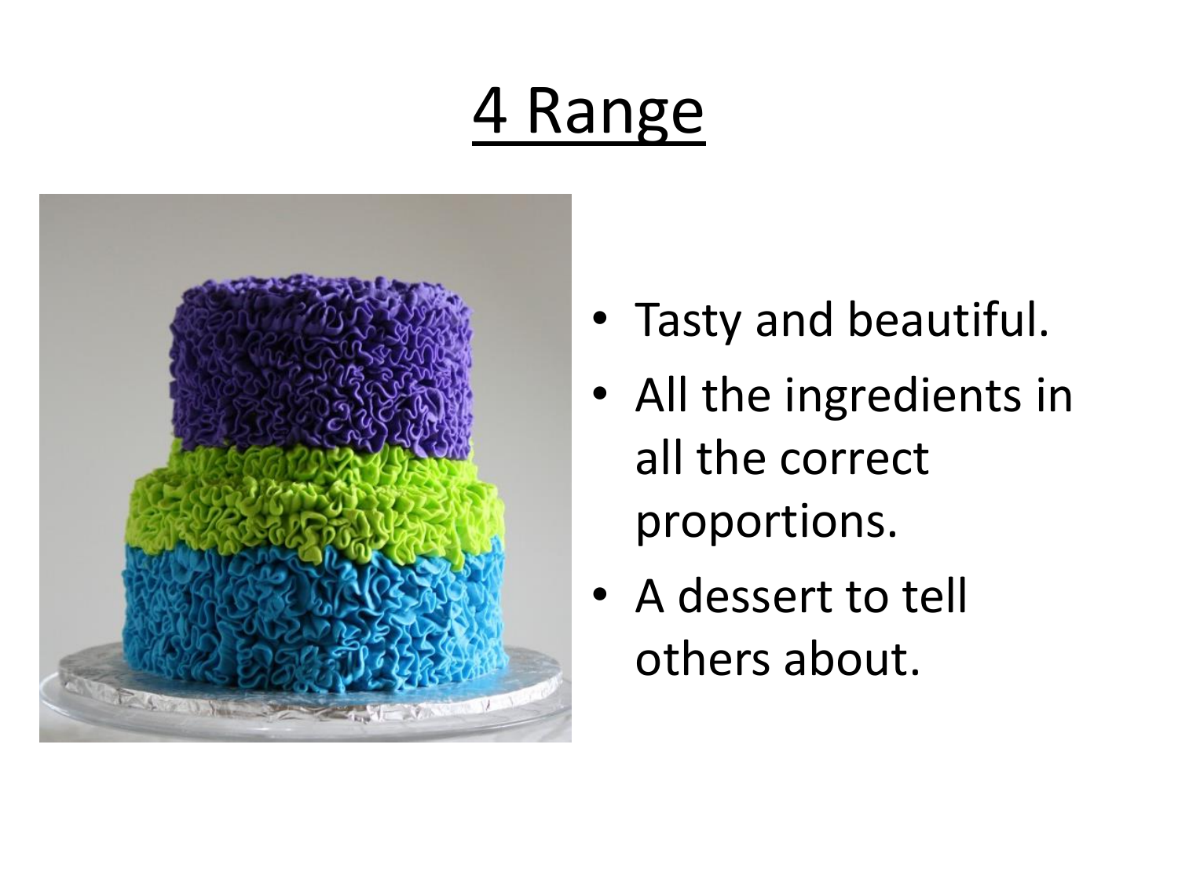# 4 Range

- Tasty and beautiful.
- All the ingredients in all the correct proportions.
- A dessert to tell others about.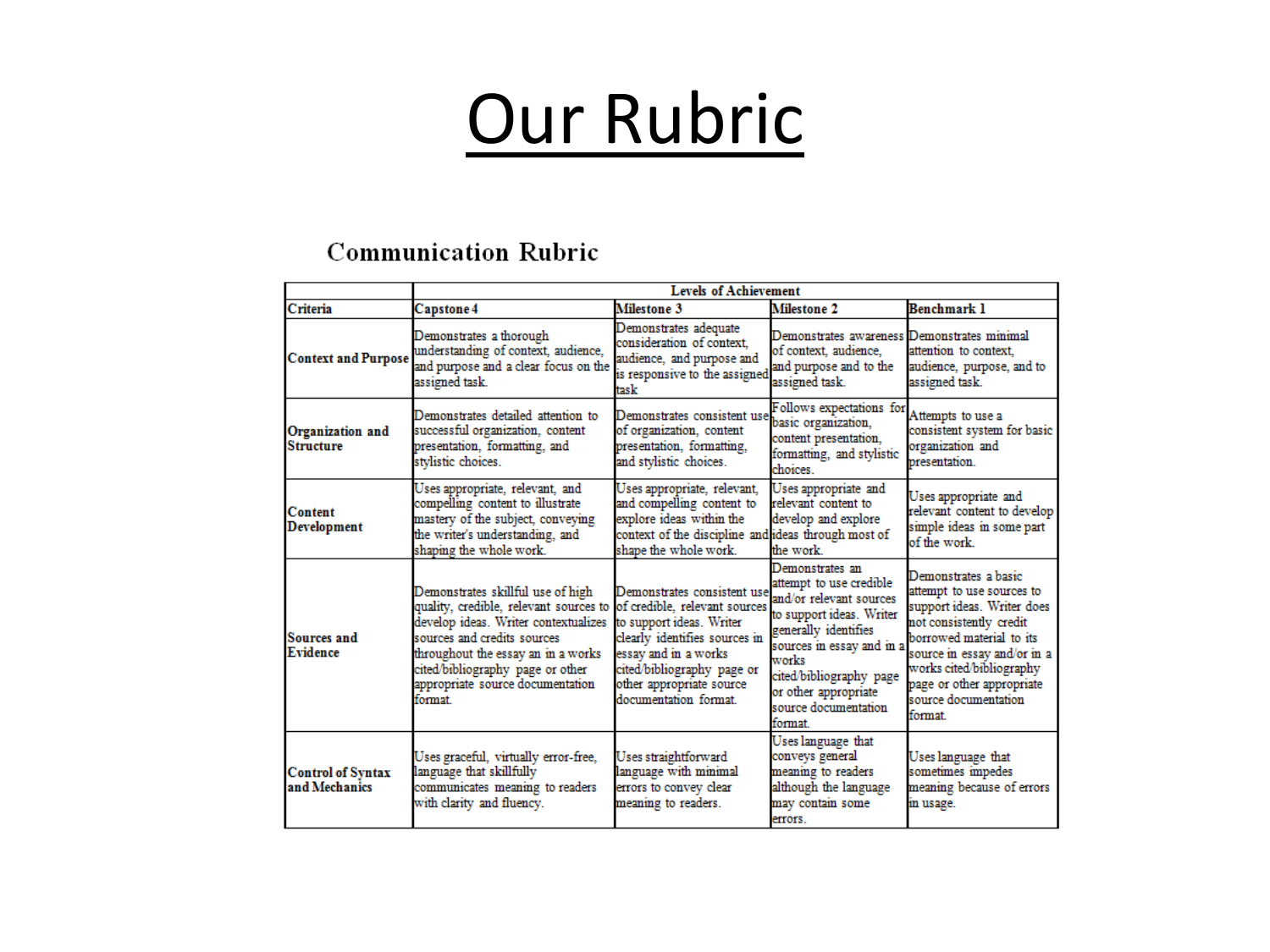# Our Rubric

**Communication Rubric**

| | Levels of Achievement | | | |
|---|---|---|---|---|
| **Criteria** | **Capstone 4** | **Milestone 3** | **Milestone 2** | **Benchmark 1** |
| **Context and Purpose** | Demonstrates a thorough understanding of context, audience, and purpose and a clear focus on the assigned task. | Demonstrates adequate consideration of context, audience, and purpose and is responsive to the assigned task | Demonstrates awareness of context, audience, and purpose and to the assigned task. | Demonstrates minimal attention to context, audience, purpose, and to the assigned task. |
| **Organization and Structure** | Demonstrates detailed attention to successful organization, content presentation, formatting, and stylistic choices. | Demonstrates consistent use of organization, content presentation, formatting, and stylistic choices. | Follows expectations for basic organization, content presentation, formatting, and stylistic choices. | Attempts to use a consistent system for basic organization and presentation. |
| **Content Development** | Uses appropriate, relevant, and compelling content to illustrate mastery of the subject, conveying the writer's understanding, and shaping the whole work. | Uses appropriate, relevant, and compelling content to explore ideas within the context of the discipline and shape the whole work. | Uses appropriate and relevant content to develop and explore ideas through most of the work. | Uses appropriate and relevant content to develop simple ideas in some part of the work. |
| **Sources and Evidence** | Demonstrates skillful use of high quality, credible, relevant sources to develop ideas. Writer contextualizes sources and credits sources throughout the essay an in a works cited/bibliography page or other appropriate source documentation format. | Demonstrates consistent use of credible, relevant sources to support ideas. Writer clearly identifies sources in essay and in a works cited/bibliography page or other appropriate source documentation format. | Demonstrates an attempt to use credible and/or relevant sources to support ideas. Writer generally identifies sources in essay and in a works cited/bibliography page or other appropriate source documentation format. | Demonstrates a basic attempt to use sources to support ideas. Writer does not consistently credit borrowed material to its source in essay and/or in a works cited/bibliography page or other appropriate source documentation format. |
| **Control of Syntax and Mechanics** | Uses graceful, virtually error-free, language that skillfully communicates meaning to readers with clarity and fluency. | Uses straightforward language with minimal errors to convey clear meaning to readers. | Uses language that conveys general meaning to readers although the language may contain some errors. | Uses language that sometimes impedes meaning because of errors in usage. |